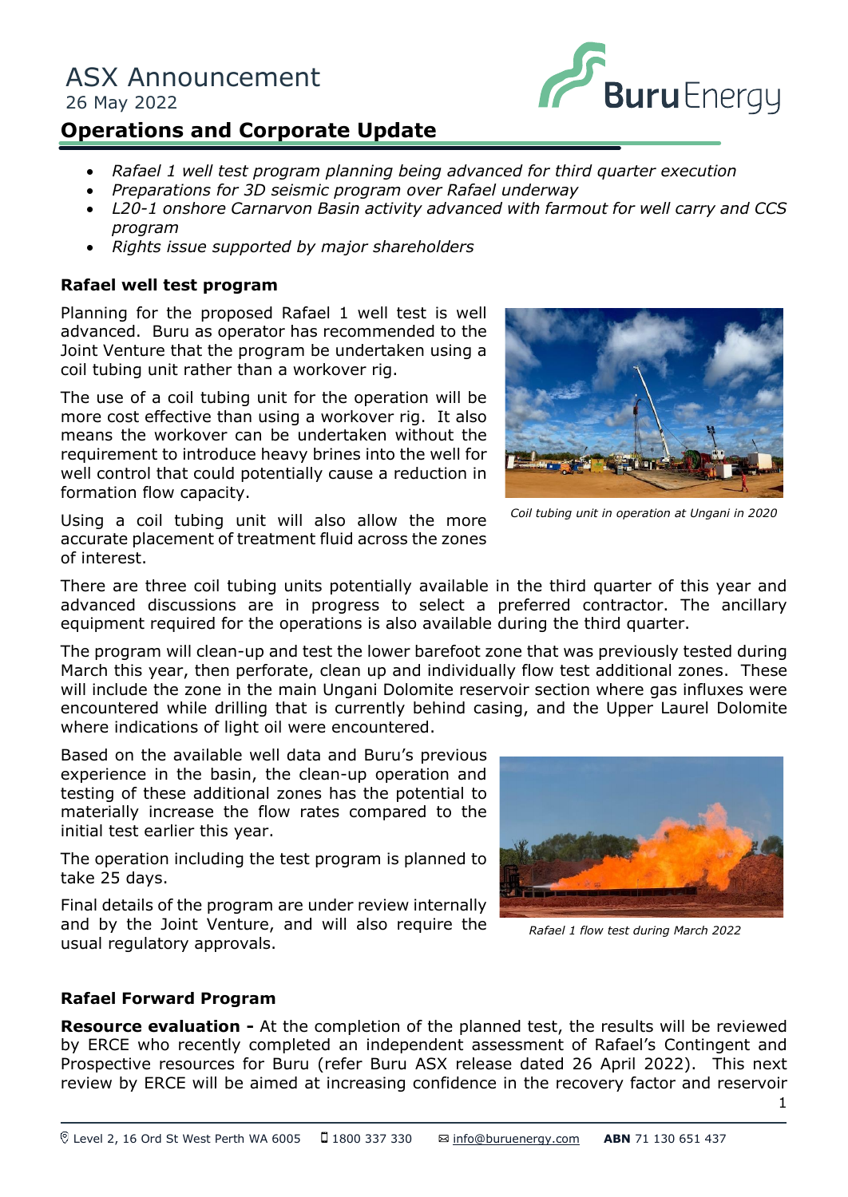# ASX Announcement

26 May 2022

## Operations and Corporate Update

- *Rafael 1 well test program planning being advanced for third quarter execution*
- *Preparations for 3D seismic program over Rafael underway*
- *L20-1 onshore Carnarvon Basin activity advanced with farmout for well carry and CCS program*
- *Rights issue supported by major shareholders*

### Rafael well test program

Planning for the proposed Rafael 1 well test is well advanced. Buru as operator has recommended to the Joint Venture that the program be undertaken using a coil tubing unit rather than a workover rig.

The use of a coil tubing unit for the operation will be more cost effective than using a workover rig. It also means the workover can be undertaken without the requirement to introduce heavy brines into the well for well control that could potentially cause a reduction in formation flow capacity.

*Coil tubing unit in operation at Ungani in 2020*

Using a coil tubing unit will also allow the more accurate placement of treatment fluid across the zones of interest.

There are three coil tubing units potentially available in the third quarter of this year and advanced discussions are in progress to select a preferred contractor. The ancillary equipment required for the operations is also available during the third quarter.

The program will clean-up and test the lower barefoot zone that was previously tested during March this year, then perforate, clean up and individually flow test additional zones. These will include the zone in the main Ungani Dolomite reservoir section where gas influxes were encountered while drilling that is currently behind casing, and the Upper Laurel Dolomite where indications of light oil were encountered.

Based on the available well data and Buru's previous experience in the basin, the clean-up operation and testing of these additional zones has the potential to materially increase the flow rates compared to the initial test earlier this year.

The operation including the test program is planned to take 25 days.

Final details of the program are under review internally and by the Joint Venture, and will also require the usual regulatory approvals.

*Rafael 1 flow test during March 2022*

### Rafael Forward Program

**Resource evaluation -** At the completion of the planned test, the results will be reviewed by ERCE who recently completed an independent assessment of Rafael's Contingent and Prospective resources for Buru (refer Buru ASX release dated 26 April 2022). This next review by ERCE will be aimed at increasing confidence in the recovery factor and reservoir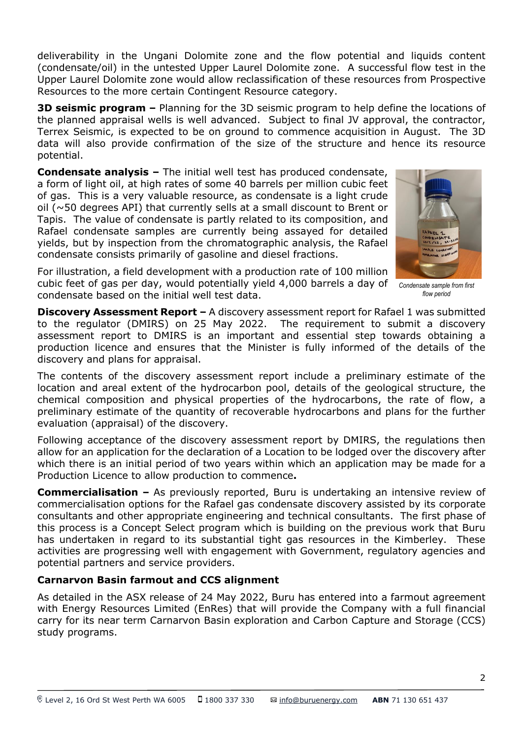deliverability in the Ungani Dolomite zone and the flow potential and liquids content (condensate/oil) in the untested Upper Laurel Dolomite zone. A successful flow test in the Upper Laurel Dolomite zone would allow reclassification of these resources from Prospective Resources to the more certain Contingent Resource category.

**3D seismic program –** Planning for the 3D seismic program to help define the locations of the planned appraisal wells is well advanced. Subject to final JV approval, the contractor, Terrex Seismic, is expected to be on ground to commence acquisition in August. The 3D data will also provide confirmation of the size of the structure and hence its resource potential.

**Condensate analysis –** The initial well test has produced condensate, a form of light oil, at high rates of some 40 barrels per million cubic feet of gas. This is a very valuable resource, as condensate is a light crude oil (~50 degrees API) that currently sells at a small discount to Brent or Tapis. The value of condensate is partly related to its composition, and Rafael condensate samples are currently being assayed for detailed yields, but by inspection from the chromatographic analysis, the Rafael condensate consists primarily of gasoline and diesel fractions.

*Condensate sample from first flow period*

For illustration, a field development with a production rate of 100 million cubic feet of gas per day, would potentially yield 4,000 barrels a day of condensate based on the initial well test data.

**Discovery Assessment Report –** A discovery assessment report for Rafael 1 was submitted to the regulator (DMIRS) on 25 May 2022. The requirement to submit a discovery assessment report to DMIRS is an important and essential step towards obtaining a production licence and ensures that the Minister is fully informed of the details of the discovery and plans for appraisal.

The contents of the discovery assessment report include a preliminary estimate of the location and areal extent of the hydrocarbon pool, details of the geological structure, the chemical composition and physical properties of the hydrocarbons, the rate of flow, a preliminary estimate of the quantity of recoverable hydrocarbons and plans for the further evaluation (appraisal) of the discovery.

Following acceptance of the discovery assessment report by DMIRS, the regulations then allow for an application for the declaration of a Location to be lodged over the discovery after which there is an initial period of two years within which an application may be made for a Production Licence to allow production to commence**.**

**Commercialisation –** As previously reported, Buru is undertaking an intensive review of commercialisation options for the Rafael gas condensate discovery assisted by its corporate consultants and other appropriate engineering and technical consultants. The first phase of this process is a Concept Select program which is building on the previous work that Buru has undertaken in regard to its substantial tight gas resources in the Kimberley. These activities are progressing well with engagement with Government, regulatory agencies and potential partners and service providers.

### Carnarvon Basin farmout and CCS alignment

As detailed in the ASX release of 24 May 2022, Buru has entered into a farmout agreement with Energy Resources Limited (EnRes) that will provide the Company with a full financial carry for its near term Carnarvon Basin exploration and Carbon Capture and Storage (CCS) study programs.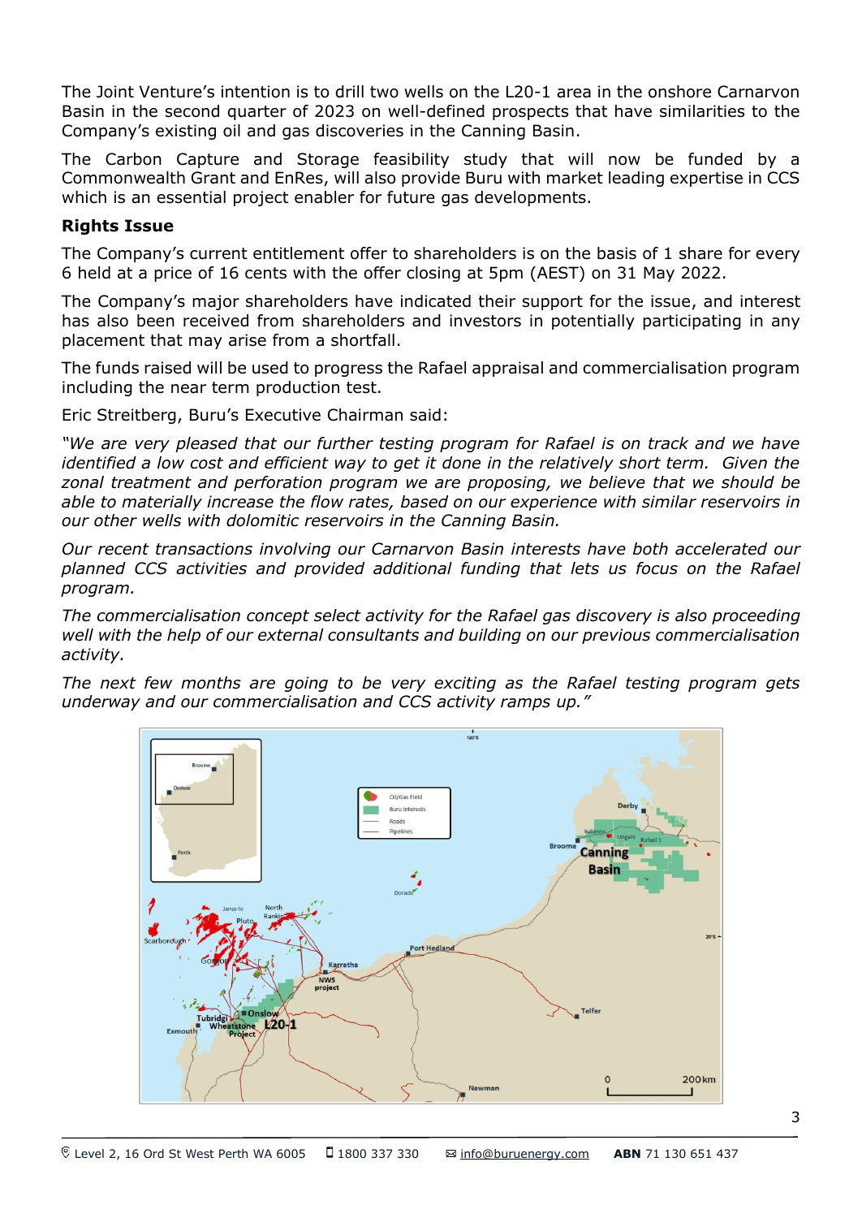The Joint Venture's intention is to drill two wells on the L20-1 area in the onshore Carnarvon Basin in the second quarter of 2023 on well-defined prospects that have similarities to the Company's existing oil and gas discoveries in the Canning Basin.

The Carbon Capture and Storage feasibility study that will now be funded by a Commonwealth Grant and EnRes, will also provide Buru with market leading expertise in CCS which is an essential project enabler for future gas developments.

**Rights Issue**

The Company's current entitlement offer to shareholders is on the basis of 1 share for every 6 held at a price of 16 cents with the offer closing at 5pm (AEST) on 31 May 2022.

The Company's major shareholders have indicated their support for the issue, and interest has also been received from shareholders and investors in potentially participating in any placement that may arise from a shortfall.

The funds raised will be used to progress the Rafael appraisal and commercialisation program including the near term production test.

Eric Streitberg, Buru's Executive Chairman said:

*"We are very pleased that our further testing program for Rafael is on track and we have identified a low cost and efficient way to get it done in the relatively short term. Given the zonal treatment and perforation program we are proposing, we believe that we should be able to materially increase the flow rates, based on our experience with similar reservoirs in our other wells with dolomitic reservoirs in the Canning Basin.*

*Our recent transactions involving our Carnarvon Basin interests have both accelerated our planned CCS activities and provided additional funding that lets us focus on the Rafael program.*

*The commercialisation concept select activity for the Rafael gas discovery is also proceeding well with the help of our external consultants and building on our previous commercialisation activity.*

*The next few months are going to be very exciting as the Rafael testing program gets underway and our commercialisation and CCS activity ramps up."*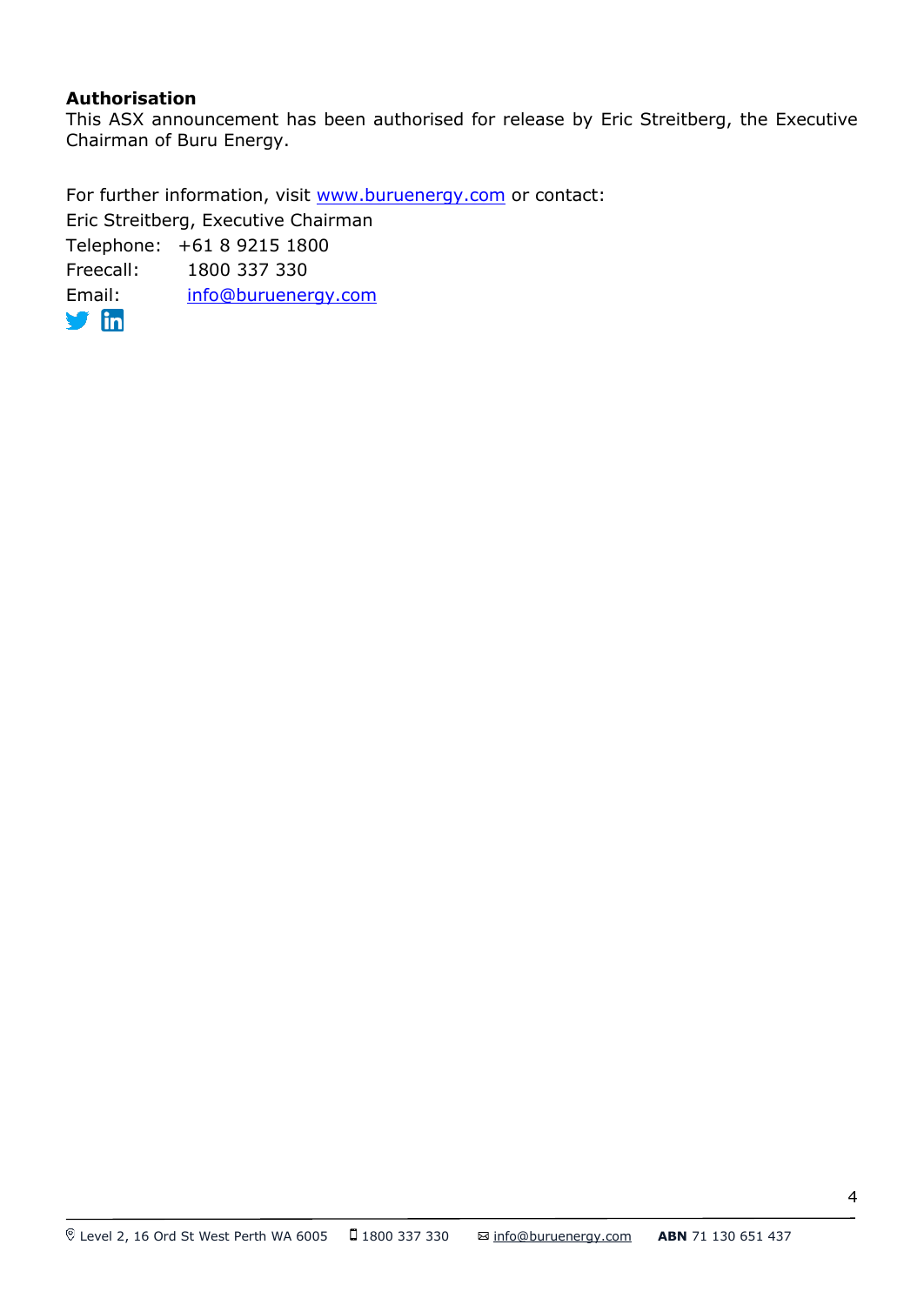**Authorisation**
This ASX announcement has been authorised for release by Eric Streitberg, the Executive Chairman of Buru Energy.

For further information, visit www.buruenergy.com or contact:
Eric Streitberg, Executive Chairman
Telephone: +61 8 9215 1800
Freecall: 1800 337 330
Email: info@buruenergy.com